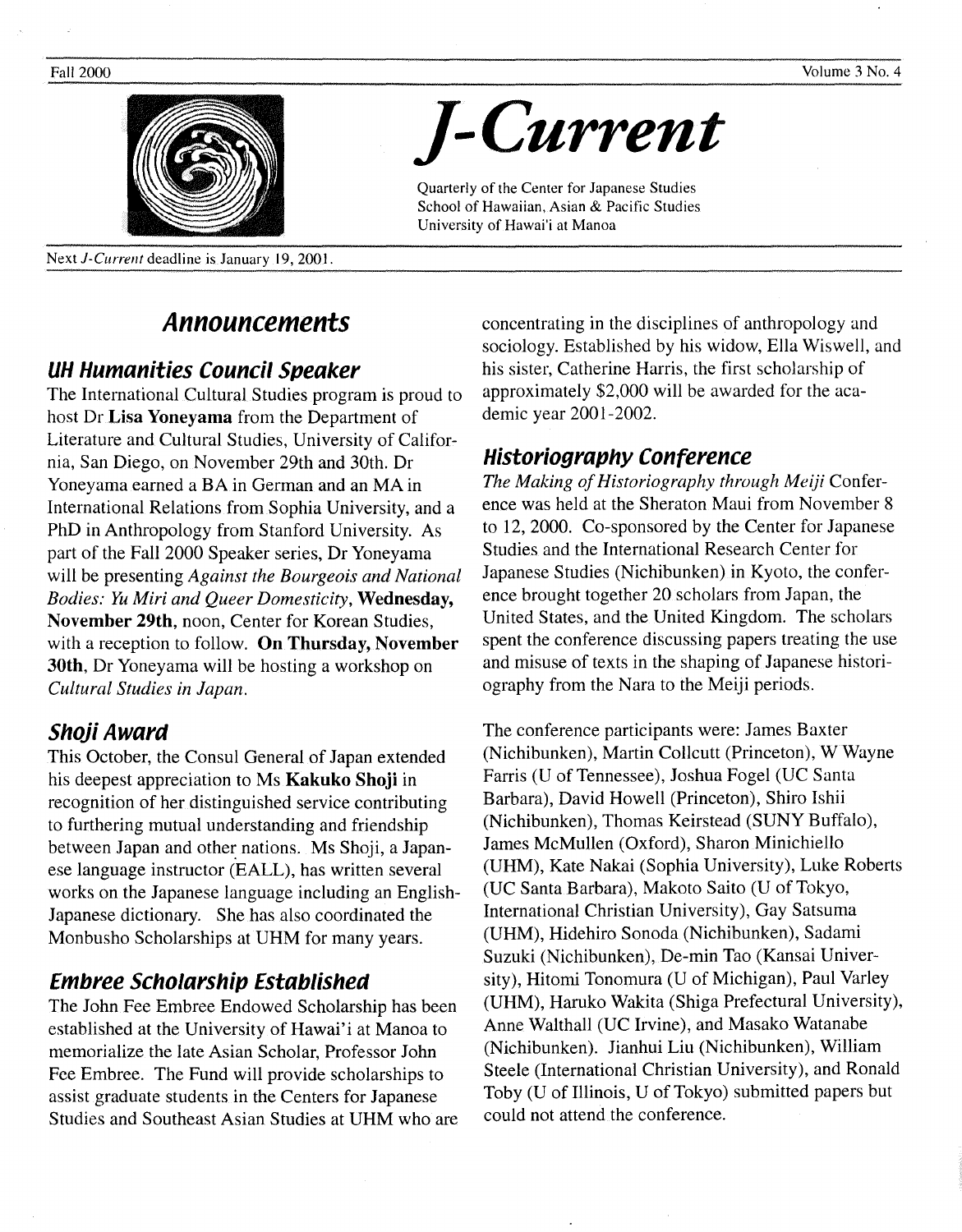# J-Current

Quarterly of the Center for Japanese Studies
School of Hawaiian, Asian & Pacific Studies
University of Hawai'i at Manoa

Fall 2000 — Volume 3 No. 4

Next *J-Current* deadline is January 19, 2001.

## Announcements

### UH Humanities Council Speaker

The International Cultural Studies program is proud to host Dr **Lisa Yoneyama** from the Department of Literature and Cultural Studies, University of California, San Diego, on November 29th and 30th. Dr Yoneyama earned a BA in German and an MA in International Relations from Sophia University, and a PhD in Anthropology from Stanford University. As part of the Fall 2000 Speaker series, Dr Yoneyama will be presenting *Against the Bourgeois and National Bodies: Yu Miri and Queer Domesticity*, **Wednesday, November 29th**, noon, Center for Korean Studies, with a reception to follow. **On Thursday, November 30th**, Dr Yoneyama will be hosting a workshop on *Cultural Studies in Japan*.

### Shoji Award

This October, the Consul General of Japan extended his deepest appreciation to Ms **Kakuko Shoji** in recognition of her distinguished service contributing to furthering mutual understanding and friendship between Japan and other nations. Ms Shoji, a Japanese language instructor (EALL), has written several works on the Japanese language including an English-Japanese dictionary. She has also coordinated the Monbusho Scholarships at UHM for many years.

### Embree Scholarship Established

The John Fee Embree Endowed Scholarship has been established at the University of Hawai'i at Manoa to memorialize the late Asian Scholar, Professor John Fee Embree. The Fund will provide scholarships to assist graduate students in the Centers for Japanese Studies and Southeast Asian Studies at UHM who are concentrating in the disciplines of anthropology and sociology. Established by his widow, Ella Wiswell, and his sister, Catherine Harris, the first scholarship of approximately $2,000 will be awarded for the academic year 2001-2002.

### Historiography Conference

*The Making of Historiography through Meiji* Conference was held at the Sheraton Maui from November 8 to 12, 2000. Co-sponsored by the Center for Japanese Studies and the International Research Center for Japanese Studies (Nichibunken) in Kyoto, the conference brought together 20 scholars from Japan, the United States, and the United Kingdom. The scholars spent the conference discussing papers treating the use and misuse of texts in the shaping of Japanese historiography from the Nara to the Meiji periods.

The conference participants were: James Baxter (Nichibunken), Martin Collcutt (Princeton), W Wayne Farris (U of Tennessee), Joshua Fogel (UC Santa Barbara), David Howell (Princeton), Shiro Ishii (Nichibunken), Thomas Keirstead (SUNY Buffalo), James McMullen (Oxford), Sharon Minichiello (UHM), Kate Nakai (Sophia University), Luke Roberts (UC Santa Barbara), Makoto Saito (U of Tokyo, International Christian University), Gay Satsuma (UHM), Hidehiro Sonoda (Nichibunken), Sadami Suzuki (Nichibunken), De-min Tao (Kansai University), Hitomi Tonomura (U of Michigan), Paul Varley (UHM), Haruko Wakita (Shiga Prefectural University), Anne Walthall (UC Irvine), and Masako Watanabe (Nichibunken). Jianhui Liu (Nichibunken), William Steele (International Christian University), and Ronald Toby (U of Illinois, U of Tokyo) submitted papers but could not attend the conference.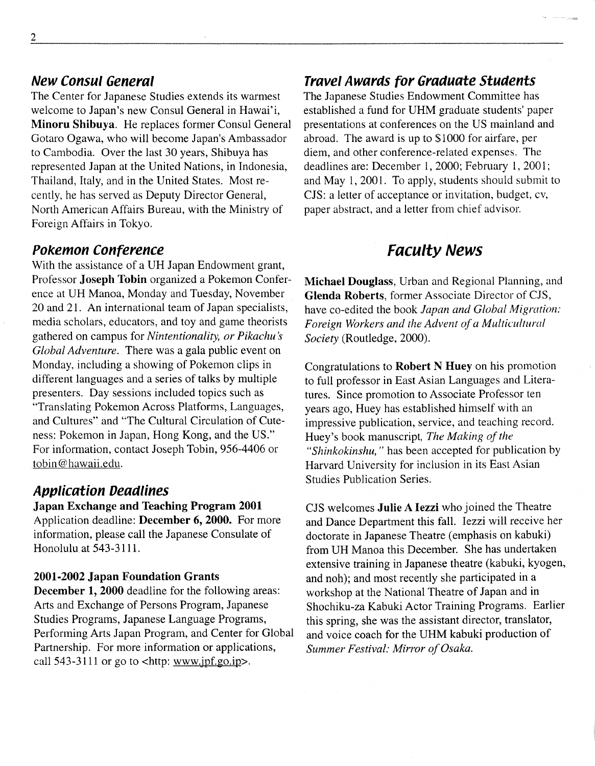## New Consul General

The Center for Japanese Studies extends its warmest welcome to Japan's new Consul General in Hawai'i, **Minoru Shibuya**. He replaces former Consul General Gotaro Ogawa, who will become Japan's Ambassador to Cambodia. Over the last 30 years, Shibuya has represented Japan at the United Nations, in Indonesia, Thailand, Italy, and in the United States. Most recently, he has served as Deputy Director General, North American Affairs Bureau, with the Ministry of Foreign Affairs in Tokyo.

## Pokemon Conference

With the assistance of a UH Japan Endowment grant, Professor **Joseph Tobin** organized a Pokemon Conference at UH Manoa, Monday and Tuesday, November 20 and 21. An international team of Japan specialists, media scholars, educators, and toy and game theorists gathered on campus for *Nintentionality, or Pikachu's Global Adventure*. There was a gala public event on Monday, including a showing of Pokemon clips in different languages and a series of talks by multiple presenters. Day sessions included topics such as "Translating Pokemon Across Platforms, Languages, and Cultures" and "The Cultural Circulation of Cuteness: Pokemon in Japan, Hong Kong, and the US." For information, contact Joseph Tobin, 956-4406 or tobin@hawaii.edu.

## Application Deadlines

**Japan Exchange and Teaching Program 2001**
Application deadline: **December 6, 2000.** For more information, please call the Japanese Consulate of Honolulu at 543-3111.

**2001-2002 Japan Foundation Grants**
**December 1, 2000** deadline for the following areas: Arts and Exchange of Persons Program, Japanese Studies Programs, Japanese Language Programs, Performing Arts Japan Program, and Center for Global Partnership. For more information or applications, call 543-3111 or go to <http: www.jpf.go.jp>.

## Travel Awards for Graduate Students

The Japanese Studies Endowment Committee has established a fund for UHM graduate students' paper presentations at conferences on the US mainland and abroad. The award is up to $1000 for airfare, per diem, and other conference-related expenses. The deadlines are: December 1, 2000; February 1, 2001; and May 1, 2001. To apply, students should submit to CJS: a letter of acceptance or invitation, budget, cv, paper abstract, and a letter from chief advisor.

# Faculty News

**Michael Douglass**, Urban and Regional Planning, and **Glenda Roberts**, former Associate Director of CJS, have co-edited the book *Japan and Global Migration: Foreign Workers and the Advent of a Multicultural Society* (Routledge, 2000).

Congratulations to **Robert N Huey** on his promotion to full professor in East Asian Languages and Literatures. Since promotion to Associate Professor ten years ago, Huey has established himself with an impressive publication, service, and teaching record. Huey's book manuscript, *The Making of the "Shinkokinshu,"* has been accepted for publication by Harvard University for inclusion in its East Asian Studies Publication Series.

CJS welcomes **Julie A Iezzi** who joined the Theatre and Dance Department this fall. Iezzi will receive her doctorate in Japanese Theatre (emphasis on kabuki) from UH Manoa this December. She has undertaken extensive training in Japanese theatre (kabuki, kyogen, and noh); and most recently she participated in a workshop at the National Theatre of Japan and in Shochiku-za Kabuki Actor Training Programs. Earlier this spring, she was the assistant director, translator, and voice coach for the UHM kabuki production of *Summer Festival: Mirror of Osaka.*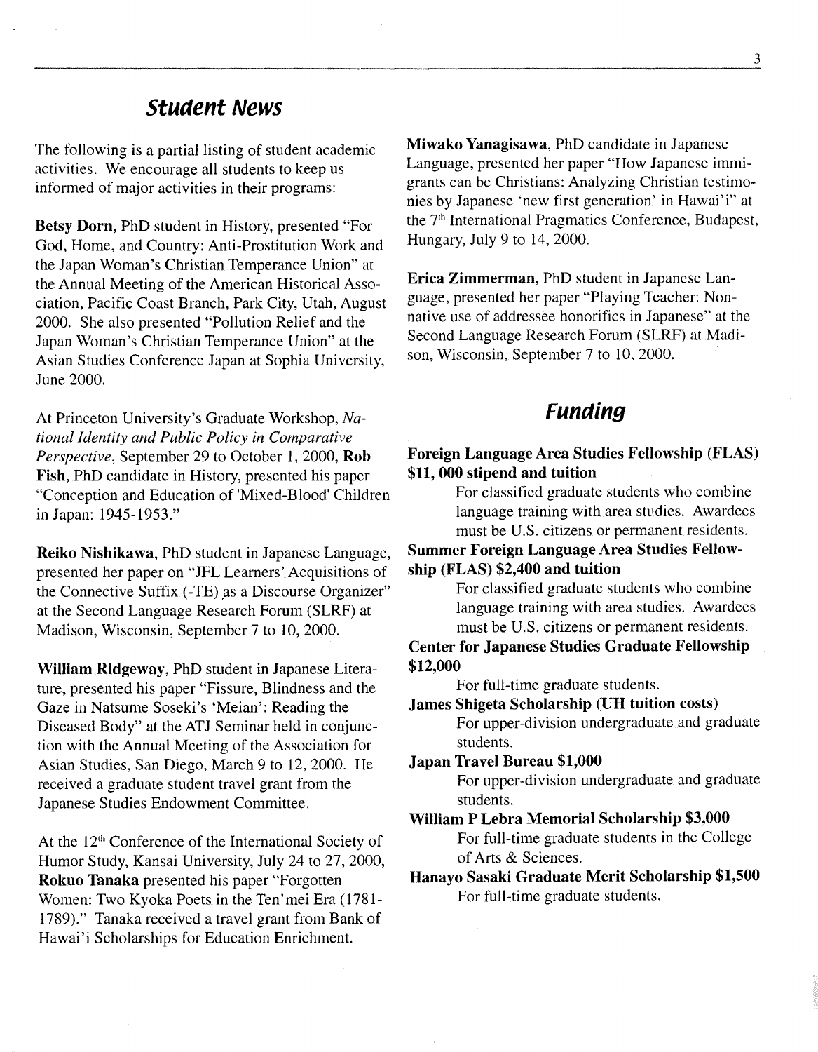## Student News

The following is a partial listing of student academic activities. We encourage all students to keep us informed of major activities in their programs:

**Betsy Dorn**, PhD student in History, presented "For God, Home, and Country: Anti-Prostitution Work and the Japan Woman's Christian Temperance Union" at the Annual Meeting of the American Historical Association, Pacific Coast Branch, Park City, Utah, August 2000. She also presented "Pollution Relief and the Japan Woman's Christian Temperance Union" at the Asian Studies Conference Japan at Sophia University, June 2000.

At Princeton University's Graduate Workshop, *National Identity and Public Policy in Comparative Perspective*, September 29 to October 1, 2000, **Rob Fish**, PhD candidate in History, presented his paper "Conception and Education of 'Mixed-Blood' Children in Japan: 1945-1953."

**Reiko Nishikawa**, PhD student in Japanese Language, presented her paper on "JFL Learners' Acquisitions of the Connective Suffix (-TE) as a Discourse Organizer" at the Second Language Research Forum (SLRF) at Madison, Wisconsin, September 7 to 10, 2000.

**William Ridgeway**, PhD student in Japanese Literature, presented his paper "Fissure, Blindness and the Gaze in Natsume Soseki's 'Meian': Reading the Diseased Body" at the ATJ Seminar held in conjunction with the Annual Meeting of the Association for Asian Studies, San Diego, March 9 to 12, 2000. He received a graduate student travel grant from the Japanese Studies Endowment Committee.

At the 12th Conference of the International Society of Humor Study, Kansai University, July 24 to 27, 2000, **Rokuo Tanaka** presented his paper "Forgotten Women: Two Kyoka Poets in the Ten'mei Era (1781-1789)." Tanaka received a travel grant from Bank of Hawai'i Scholarships for Education Enrichment.

**Miwako Yanagisawa**, PhD candidate in Japanese Language, presented her paper "How Japanese immigrants can be Christians: Analyzing Christian testimonies by Japanese 'new first generation' in Hawai'i" at the 7th International Pragmatics Conference, Budapest, Hungary, July 9 to 14, 2000.

**Erica Zimmerman**, PhD student in Japanese Language, presented her paper "Playing Teacher: Non-native use of addressee honorifics in Japanese" at the Second Language Research Forum (SLRF) at Madison, Wisconsin, September 7 to 10, 2000.

## Funding

**Foreign Language Area Studies Fellowship (FLAS) $11, 000 stipend and tuition**

For classified graduate students who combine language training with area studies. Awardees must be U.S. citizens or permanent residents.

**Summer Foreign Language Area Studies Fellowship (FLAS) $2,400 and tuition**

For classified graduate students who combine language training with area studies. Awardees must be U.S. citizens or permanent residents.

**Center for Japanese Studies Graduate Fellowship $12,000**

For full-time graduate students.

**James Shigeta Scholarship (UH tuition costs)**

For upper-division undergraduate and graduate students.

**Japan Travel Bureau $1,000**

For upper-division undergraduate and graduate students.

**William P Lebra Memorial Scholarship $3,000**

For full-time graduate students in the College of Arts & Sciences.

**Hanayo Sasaki Graduate Merit Scholarship $1,500**

For full-time graduate students.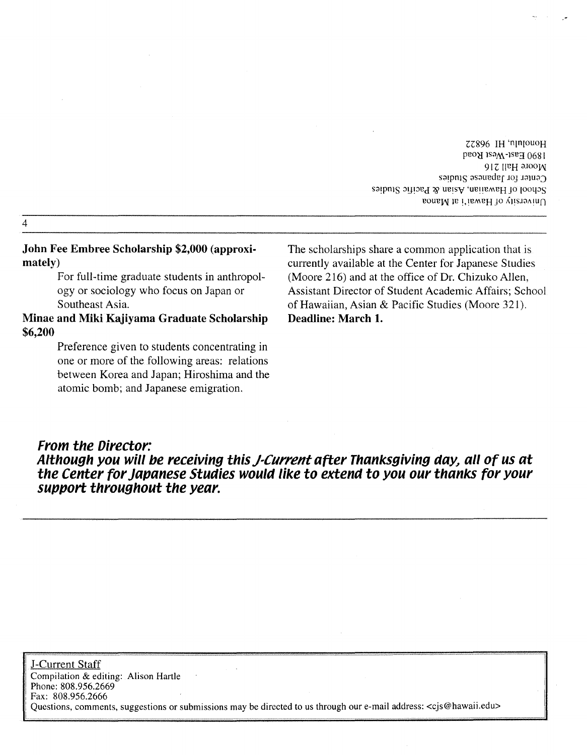University of Hawai'i at Manoa
School of Hawaiian, Asian & Pacific Studies
Center for Japanese Studies
Moore Hall 216
1890 East-West Road
Honolulu, HI 96822

**John Fee Embree Scholarship $2,000 (approximately)**

For full-time graduate students in anthropology or sociology who focus on Japan or Southeast Asia.

**Minae and Miki Kajiyama Graduate Scholarship $6,200**

Preference given to students concentrating in one or more of the following areas: relations between Korea and Japan; Hiroshima and the atomic bomb; and Japanese emigration.

The scholarships share a common application that is currently available at the Center for Japanese Studies (Moore 216) and at the office of Dr. Chizuko Allen, Assistant Director of Student Academic Affairs; School of Hawaiian, Asian & Pacific Studies (Moore 321). **Deadline: March 1.**

***From the Director:***
***Although you will be receiving this J-Current after Thanksgiving day, all of us at the Center for Japanese Studies would like to extend to you our thanks for your support throughout the year.***

J-Current Staff
Compilation & editing: Alison Hartle
Phone: 808.956.2669
Fax: 808.956.2666
Questions, comments, suggestions or submissions may be directed to us through our e-mail address: <cjs@hawaii.edu>